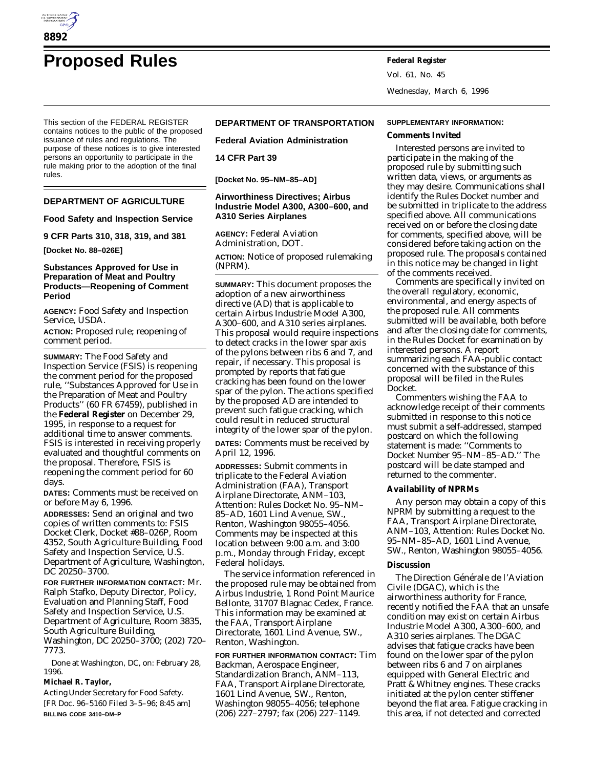# Proposed Rules

This section of the FEDERAL REGISTER contains notices to the public of the proposed issuance of rules and regulations. The purpose of these notices is to give interested persons an opportunity to participate in the rule making prior to the adoption of the final rules.

## DEPARTMENT OF AGRICULTURE

### Food Safety and Inspection Service

### 9 CFR Parts 310, 318, 319, and 381

**[Docket No. 88–026E]**

### Substances Approved for Use in Preparation of Meat and Poultry Products—Reopening of Comment Period

**AGENCY:** Food Safety and Inspection Service, USDA.

**ACTION:** Proposed rule; reopening of comment period.

**SUMMARY:** The Food Safety and Inspection Service (FSIS) is reopening the comment period for the proposed rule, ''Substances Approved for Use in the Preparation of Meat and Poultry Products'' (60 FR 67459), published in the **Federal Register** on December 29, 1995, in response to a request for additional time to answer comments. FSIS is interested in receiving properly evaluated and thoughtful comments on the proposal. Therefore, FSIS is reopening the comment period for 60 days.

**DATES:** Comments must be received on or before May 6, 1996.

**ADDRESSES:** Send an original and two copies of written comments to: FSIS Docket Clerk, Docket #88–026P, Room 4352, South Agriculture Building, Food Safety and Inspection Service, U.S. Department of Agriculture, Washington, DC 20250–3700.

**FOR FURTHER INFORMATION CONTACT:** Mr. Ralph Stafko, Deputy Director, Policy, Evaluation and Planning Staff, Food Safety and Inspection Service, U.S. Department of Agriculture, Room 3835, South Agriculture Building, Washington, DC 20250–3700; (202) 720–7773.

Done at Washington, DC, on: February 28, 1996.

**Michael R. Taylor,**

*Acting Under Secretary for Food Safety.*

[FR Doc. 96–5160 Filed 3–5–96; 8:45 am]

**BILLING CODE 3410–DM–P**

## DEPARTMENT OF TRANSPORTATION

### Federal Aviation Administration

### 14 CFR Part 39

**[Docket No. 95–NM–85–AD]**

### Airworthiness Directives; Airbus Industrie Model A300, A300–600, and A310 Series Airplanes

**AGENCY:** Federal Aviation Administration, DOT.

**ACTION:** Notice of proposed rulemaking (NPRM).

**SUMMARY:** This document proposes the adoption of a new airworthiness directive (AD) that is applicable to certain Airbus Industrie Model A300, A300–600, and A310 series airplanes. This proposal would require inspections to detect cracks in the lower spar axis of the pylons between ribs 6 and 7, and repair, if necessary. This proposal is prompted by reports that fatigue cracking has been found on the lower spar of the pylon. The actions specified by the proposed AD are intended to prevent such fatigue cracking, which could result in reduced structural integrity of the lower spar of the pylon.

**DATES:** Comments must be received by April 12, 1996.

**ADDRESSES:** Submit comments in triplicate to the Federal Aviation Administration (FAA), Transport Airplane Directorate, ANM–103, Attention: Rules Docket No. 95–NM–85–AD, 1601 Lind Avenue, SW., Renton, Washington 98055–4056. Comments may be inspected at this location between 9:00 a.m. and 3:00 p.m., Monday through Friday, except Federal holidays.

The service information referenced in the proposed rule may be obtained from Airbus Industrie, 1 Rond Point Maurice Bellonte, 31707 Blagnac Cedex, France. This information may be examined at the FAA, Transport Airplane Directorate, 1601 Lind Avenue, SW., Renton, Washington.

**FOR FURTHER INFORMATION CONTACT:** Tim Backman, Aerospace Engineer, Standardization Branch, ANM–113, FAA, Transport Airplane Directorate, 1601 Lind Avenue, SW., Renton, Washington 98055–4056; telephone (206) 227–2797; fax (206) 227–1149.

**SUPPLEMENTARY INFORMATION:**

#### Comments Invited

Interested persons are invited to participate in the making of the proposed rule by submitting such written data, views, or arguments as they may desire. Communications shall identify the Rules Docket number and be submitted in triplicate to the address specified above. All communications received on or before the closing date for comments, specified above, will be considered before taking action on the proposed rule. The proposals contained in this notice may be changed in light of the comments received.

Comments are specifically invited on the overall regulatory, economic, environmental, and energy aspects of the proposed rule. All comments submitted will be available, both before and after the closing date for comments, in the Rules Docket for examination by interested persons. A report summarizing each FAA-public contact concerned with the substance of this proposal will be filed in the Rules Docket.

Commenters wishing the FAA to acknowledge receipt of their comments submitted in response to this notice must submit a self-addressed, stamped postcard on which the following statement is made: ''Comments to Docket Number 95–NM–85–AD.'' The postcard will be date stamped and returned to the commenter.

#### Availability of NPRMs

Any person may obtain a copy of this NPRM by submitting a request to the FAA, Transport Airplane Directorate, ANM–103, Attention: Rules Docket No. 95–NM–85–AD, 1601 Lind Avenue, SW., Renton, Washington 98055–4056.

#### Discussion

The Direction Générale de l'Aviation Civile (DGAC), which is the airworthiness authority for France, recently notified the FAA that an unsafe condition may exist on certain Airbus Industrie Model A300, A300–600, and A310 series airplanes. The DGAC advises that fatigue cracks have been found on the lower spar of the pylon between ribs 6 and 7 on airplanes equipped with General Electric and Pratt & Whitney engines. These cracks initiated at the pylon center stiffener beyond the flat area. Fatigue cracking in this area, if not detected and corrected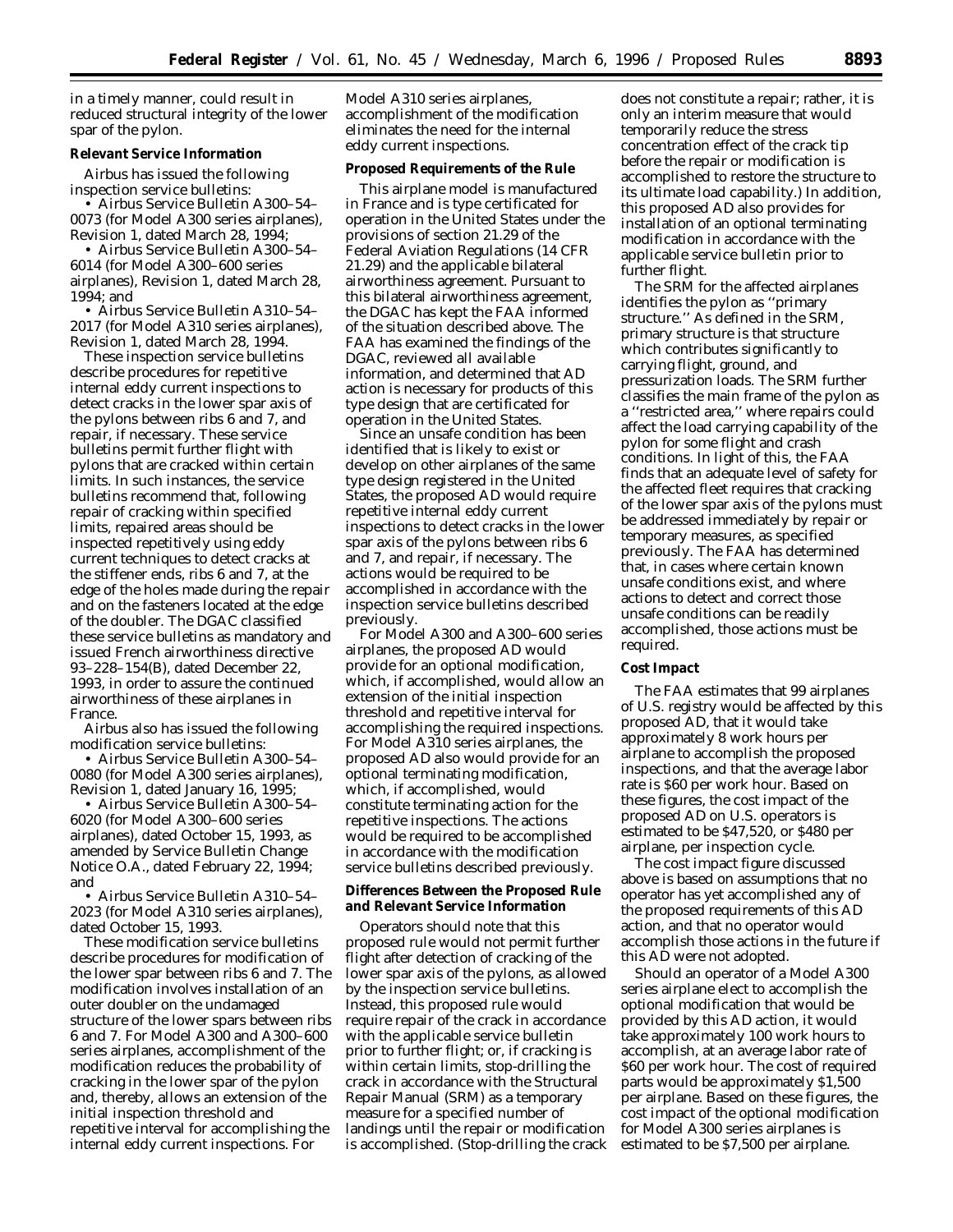in a timely manner, could result in reduced structural integrity of the lower spar of the pylon.

**Relevant Service Information**

Airbus has issued the following inspection service bulletins:

• Airbus Service Bulletin A300–54–0073 (for Model A300 series airplanes), Revision 1, dated March 28, 1994;

• Airbus Service Bulletin A300–54–6014 (for Model A300–600 series airplanes), Revision 1, dated March 28, 1994; and

• Airbus Service Bulletin A310–54–2017 (for Model A310 series airplanes), Revision 1, dated March 28, 1994.

These inspection service bulletins describe procedures for repetitive internal eddy current inspections to detect cracks in the lower spar axis of the pylons between ribs 6 and 7, and repair, if necessary. These service bulletins permit further flight with pylons that are cracked within certain limits. In such instances, the service bulletins recommend that, following repair of cracking within specified limits, repaired areas should be inspected repetitively using eddy current techniques to detect cracks at the stiffener ends, ribs 6 and 7, at the edge of the holes made during the repair and on the fasteners located at the edge of the doubler. The DGAC classified these service bulletins as mandatory and issued French airworthiness directive 93–228–154(B), dated December 22, 1993, in order to assure the continued airworthiness of these airplanes in France.

Airbus also has issued the following modification service bulletins:

• Airbus Service Bulletin A300–54–0080 (for Model A300 series airplanes), Revision 1, dated January 16, 1995;

• Airbus Service Bulletin A300–54–6020 (for Model A300–600 series airplanes), dated October 15, 1993, as amended by Service Bulletin Change Notice O.A., dated February 22, 1994; and

• Airbus Service Bulletin A310–54–2023 (for Model A310 series airplanes), dated October 15, 1993.

These modification service bulletins describe procedures for modification of the lower spar between ribs 6 and 7. The modification involves installation of an outer doubler on the undamaged structure of the lower spars between ribs 6 and 7. For Model A300 and A300–600 series airplanes, accomplishment of the modification reduces the probability of cracking in the lower spar of the pylon and, thereby, allows an extension of the initial inspection threshold and repetitive interval for accomplishing the internal eddy current inspections. For Model A310 series airplanes, accomplishment of the modification eliminates the need for the internal eddy current inspections.

**Proposed Requirements of the Rule**

This airplane model is manufactured in France and is type certificated for operation in the United States under the provisions of section 21.29 of the Federal Aviation Regulations (14 CFR 21.29) and the applicable bilateral airworthiness agreement. Pursuant to this bilateral airworthiness agreement, the DGAC has kept the FAA informed of the situation described above. The FAA has examined the findings of the DGAC, reviewed all available information, and determined that AD action is necessary for products of this type design that are certificated for operation in the United States.

Since an unsafe condition has been identified that is likely to exist or develop on other airplanes of the same type design registered in the United States, the proposed AD would require repetitive internal eddy current inspections to detect cracks in the lower spar axis of the pylons between ribs 6 and 7, and repair, if necessary. The actions would be required to be accomplished in accordance with the inspection service bulletins described previously.

For Model A300 and A300–600 series airplanes, the proposed AD would provide for an optional modification, which, if accomplished, would allow an extension of the initial inspection threshold and repetitive interval for accomplishing the required inspections. For Model A310 series airplanes, the proposed AD also would provide for an optional terminating modification, which, if accomplished, would constitute terminating action for the repetitive inspections. The actions would be required to be accomplished in accordance with the modification service bulletins described previously.

**Differences Between the Proposed Rule and Relevant Service Information**

Operators should note that this proposed rule would not permit further flight after detection of cracking of the lower spar axis of the pylons, as allowed by the inspection service bulletins. Instead, this proposed rule would require repair of the crack in accordance with the applicable service bulletin prior to further flight; or, if cracking is within certain limits, stop-drilling the crack in accordance with the Structural Repair Manual (SRM) as a temporary measure for a specified number of landings until the repair or modification is accomplished. (Stop-drilling the crack does not constitute a repair; rather, it is only an interim measure that would temporarily reduce the stress concentration effect of the crack tip before the repair or modification is accomplished to restore the structure to its ultimate load capability.) In addition, this proposed AD also provides for installation of an optional terminating modification in accordance with the applicable service bulletin prior to further flight.

The SRM for the affected airplanes identifies the pylon as ''primary structure.'' As defined in the SRM, primary structure is that structure which contributes significantly to carrying flight, ground, and pressurization loads. The SRM further classifies the main frame of the pylon as a ''restricted area,'' where repairs could affect the load carrying capability of the pylon for some flight and crash conditions. In light of this, the FAA finds that an adequate level of safety for the affected fleet requires that cracking of the lower spar axis of the pylons must be addressed immediately by repair or temporary measures, as specified previously. The FAA has determined that, in cases where certain known unsafe conditions exist, and where actions to detect and correct those unsafe conditions can be readily accomplished, those actions must be required.

**Cost Impact**

The FAA estimates that 99 airplanes of U.S. registry would be affected by this proposed AD, that it would take approximately 8 work hours per airplane to accomplish the proposed inspections, and that the average labor rate is $60 per work hour. Based on these figures, the cost impact of the proposed AD on U.S. operators is estimated to be $47,520, or $480 per airplane, per inspection cycle.

The cost impact figure discussed above is based on assumptions that no operator has yet accomplished any of the proposed requirements of this AD action, and that no operator would accomplish those actions in the future if this AD were not adopted.

Should an operator of a Model A300 series airplane elect to accomplish the optional modification that would be provided by this AD action, it would take approximately 100 work hours to accomplish, at an average labor rate of $60 per work hour. The cost of required parts would be approximately $1,500 per airplane. Based on these figures, the cost impact of the optional modification for Model A300 series airplanes is estimated to be $7,500 per airplane.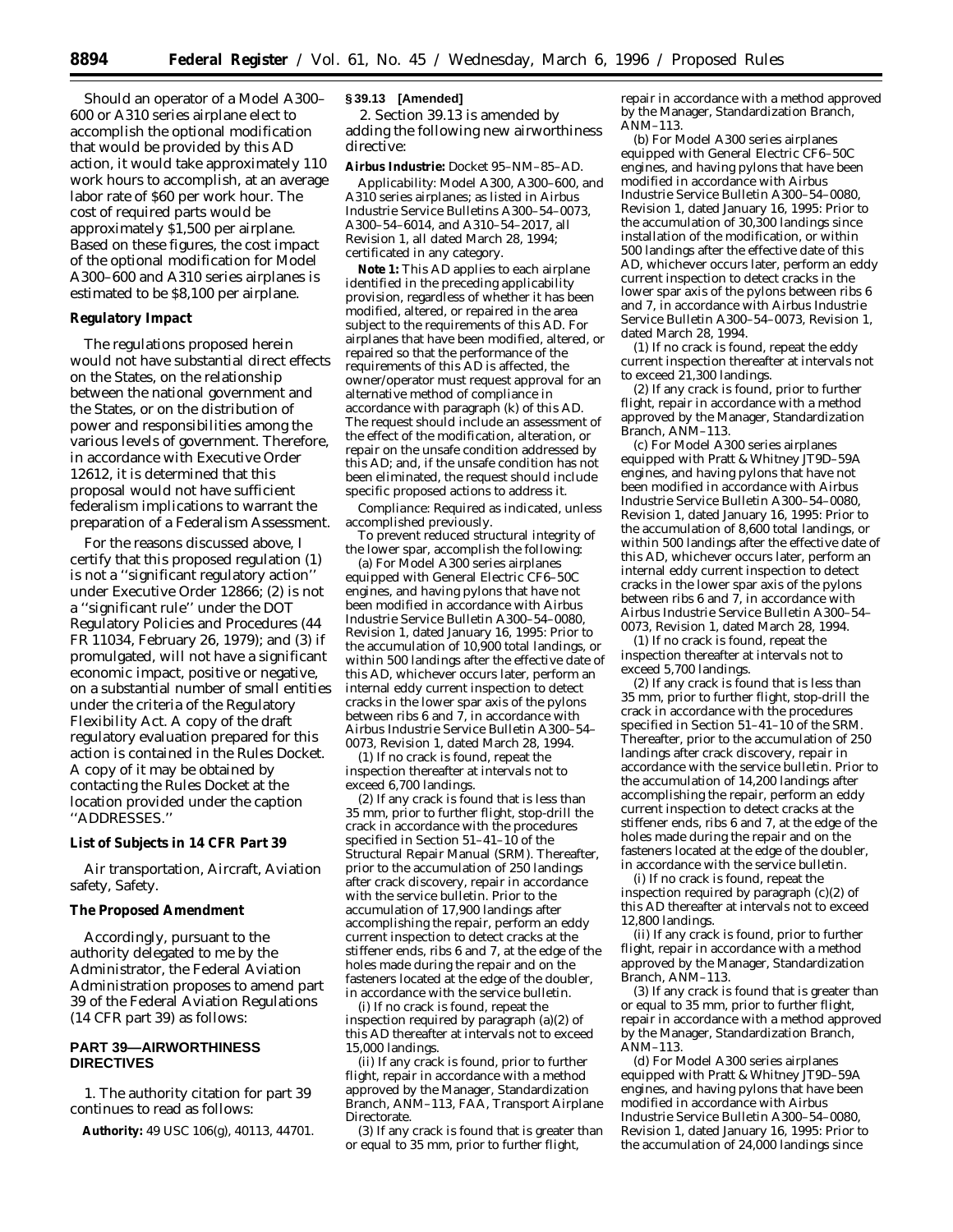Should an operator of a Model A300–600 or A310 series airplane elect to accomplish the optional modification that would be provided by this AD action, it would take approximately 110 work hours to accomplish, at an average labor rate of $60 per work hour. The cost of required parts would be approximately $1,500 per airplane. Based on these figures, the cost impact of the optional modification for Model A300–600 and A310 series airplanes is estimated to be $8,100 per airplane.

**Regulatory Impact**

The regulations proposed herein would not have substantial direct effects on the States, on the relationship between the national government and the States, or on the distribution of power and responsibilities among the various levels of government. Therefore, in accordance with Executive Order 12612, it is determined that this proposal would not have sufficient federalism implications to warrant the preparation of a Federalism Assessment.

For the reasons discussed above, I certify that this proposed regulation (1) is not a ''significant regulatory action'' under Executive Order 12866; (2) is not a ''significant rule'' under the DOT Regulatory Policies and Procedures (44 FR 11034, February 26, 1979); and (3) if promulgated, will not have a significant economic impact, positive or negative, on a substantial number of small entities under the criteria of the Regulatory Flexibility Act. A copy of the draft regulatory evaluation prepared for this action is contained in the Rules Docket. A copy of it may be obtained by contacting the Rules Docket at the location provided under the caption ''ADDRESSES.''

**List of Subjects in 14 CFR Part 39**

Air transportation, Aircraft, Aviation safety, Safety.

**The Proposed Amendment**

Accordingly, pursuant to the authority delegated to me by the Administrator, the Federal Aviation Administration proposes to amend part 39 of the Federal Aviation Regulations (14 CFR part 39) as follows:

**PART 39—AIRWORTHINESS DIRECTIVES**

1. The authority citation for part 39 continues to read as follows:

**Authority:** 49 USC 106(g), 40113, 44701.

**§ 39.13 [Amended]**

2. Section 39.13 is amended by adding the following new airworthiness directive:

**Airbus Industrie:** Docket 95–NM–85–AD.

*Applicability:* Model A300, A300–600, and A310 series airplanes; as listed in Airbus Industrie Service Bulletins A300–54–0073, A300–54–6014, and A310–54–2017, all Revision 1, all dated March 28, 1994; certificated in any category.

**Note 1:** This AD applies to each airplane identified in the preceding applicability provision, regardless of whether it has been modified, altered, or repaired in the area subject to the requirements of this AD. For airplanes that have been modified, altered, or repaired so that the performance of the requirements of this AD is affected, the owner/operator must request approval for an alternative method of compliance in accordance with paragraph (k) of this AD. The request should include an assessment of the effect of the modification, alteration, or repair on the unsafe condition addressed by this AD; and, if the unsafe condition has not been eliminated, the request should include specific proposed actions to address it.

*Compliance:* Required as indicated, unless accomplished previously.

To prevent reduced structural integrity of the lower spar, accomplish the following:

(a) For Model A300 series airplanes equipped with General Electric CF6–50C engines, and having pylons that have not been modified in accordance with Airbus Industrie Service Bulletin A300–54–0080, Revision 1, dated January 16, 1995: Prior to the accumulation of 10,900 total landings, or within 500 landings after the effective date of this AD, whichever occurs later, perform an internal eddy current inspection to detect cracks in the lower spar axis of the pylons between ribs 6 and 7, in accordance with Airbus Industrie Service Bulletin A300–54–0073, Revision 1, dated March 28, 1994.

(1) If no crack is found, repeat the inspection thereafter at intervals not to exceed 6,700 landings.

(2) If any crack is found that is less than 35 mm, prior to further flight, stop-drill the crack in accordance with the procedures specified in Section 51–41–10 of the Structural Repair Manual (SRM). Thereafter, prior to the accumulation of 250 landings after crack discovery, repair in accordance with the service bulletin. Prior to the accumulation of 17,900 landings after accomplishing the repair, perform an eddy current inspection to detect cracks at the stiffener ends, ribs 6 and 7, at the edge of the holes made during the repair and on the fasteners located at the edge of the doubler, in accordance with the service bulletin.

(i) If no crack is found, repeat the inspection required by paragraph (a)(2) of this AD thereafter at intervals not to exceed 15,000 landings.

(ii) If any crack is found, prior to further flight, repair in accordance with a method approved by the Manager, Standardization Branch, ANM–113, FAA, Transport Airplane Directorate.

(3) If any crack is found that is greater than or equal to 35 mm, prior to further flight, repair in accordance with a method approved by the Manager, Standardization Branch, ANM–113.

(b) For Model A300 series airplanes equipped with General Electric CF6–50C engines, and having pylons that have been modified in accordance with Airbus Industrie Service Bulletin A300–54–0080, Revision 1, dated January 16, 1995: Prior to the accumulation of 30,300 landings since installation of the modification, or within 500 landings after the effective date of this AD, whichever occurs later, perform an eddy current inspection to detect cracks in the lower spar axis of the pylons between ribs 6 and 7, in accordance with Airbus Industrie Service Bulletin A300–54–0073, Revision 1, dated March 28, 1994.

(1) If no crack is found, repeat the eddy current inspection thereafter at intervals not to exceed 21,300 landings.

(2) If any crack is found, prior to further flight, repair in accordance with a method approved by the Manager, Standardization Branch, ANM–113.

(c) For Model A300 series airplanes equipped with Pratt & Whitney JT9D–59A engines, and having pylons that have not been modified in accordance with Airbus Industrie Service Bulletin A300–54–0080, Revision 1, dated January 16, 1995: Prior to the accumulation of 8,600 total landings, or within 500 landings after the effective date of this AD, whichever occurs later, perform an internal eddy current inspection to detect cracks in the lower spar axis of the pylons between ribs 6 and 7, in accordance with Airbus Industrie Service Bulletin A300–54–0073, Revision 1, dated March 28, 1994.

(1) If no crack is found, repeat the inspection thereafter at intervals not to exceed 5,700 landings.

(2) If any crack is found that is less than 35 mm, prior to further flight, stop-drill the crack in accordance with the procedures specified in Section 51–41–10 of the SRM. Thereafter, prior to the accumulation of 250 landings after crack discovery, repair in accordance with the service bulletin. Prior to the accumulation of 14,200 landings after accomplishing the repair, perform an eddy current inspection to detect cracks at the stiffener ends, ribs 6 and 7, at the edge of the holes made during the repair and on the fasteners located at the edge of the doubler, in accordance with the service bulletin.

(i) If no crack is found, repeat the inspection required by paragraph (c)(2) of this AD thereafter at intervals not to exceed 12,800 landings.

(ii) If any crack is found, prior to further flight, repair in accordance with a method approved by the Manager, Standardization Branch, ANM–113.

(3) If any crack is found that is greater than or equal to 35 mm, prior to further flight, repair in accordance with a method approved by the Manager, Standardization Branch, ANM–113.

(d) For Model A300 series airplanes equipped with Pratt & Whitney JT9D–59A engines, and having pylons that have been modified in accordance with Airbus Industrie Service Bulletin A300–54–0080, Revision 1, dated January 16, 1995: Prior to the accumulation of 24,000 landings since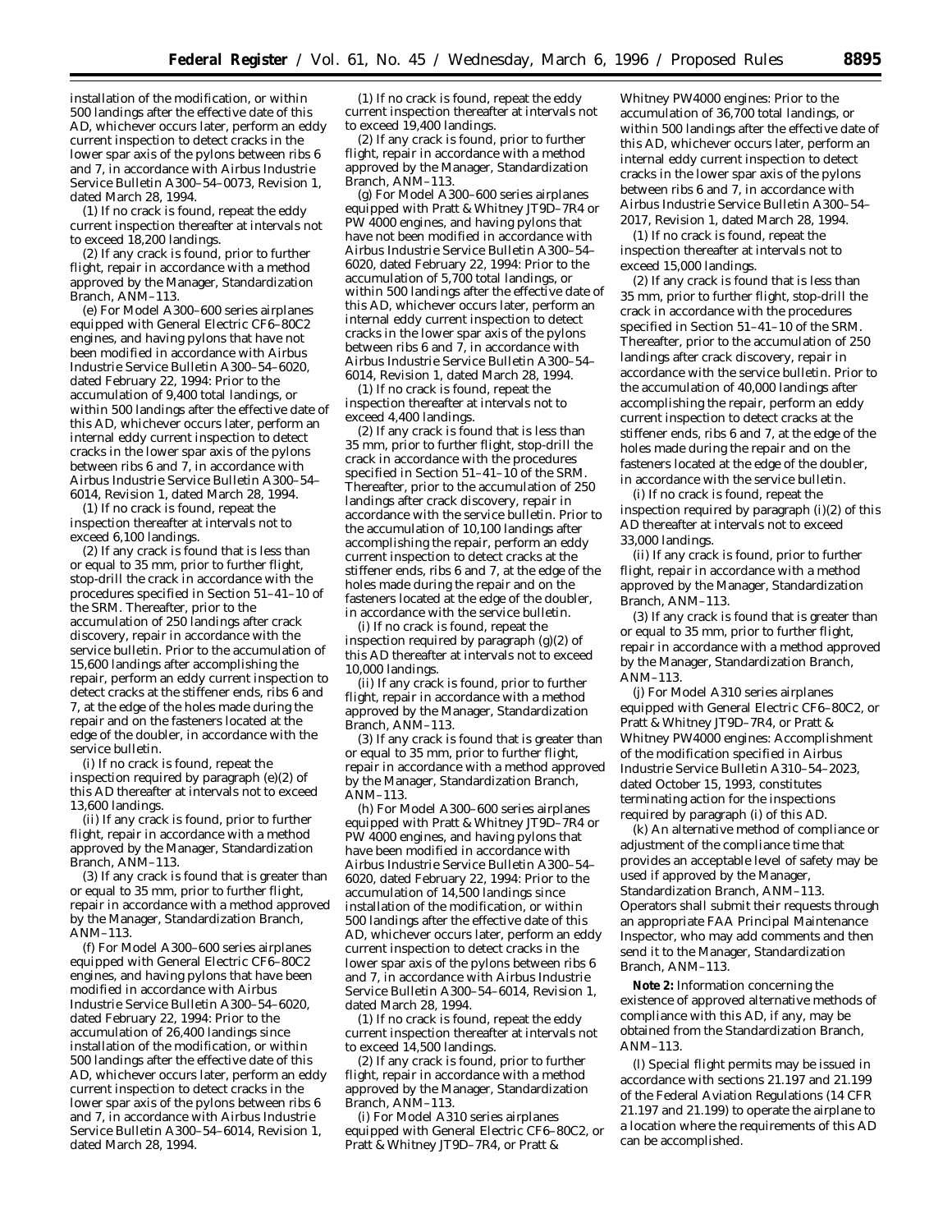installation of the modification, or within 500 landings after the effective date of this AD, whichever occurs later, perform an eddy current inspection to detect cracks in the lower spar axis of the pylons between ribs 6 and 7, in accordance with Airbus Industrie Service Bulletin A300–54–0073, Revision 1, dated March 28, 1994.

(1) If no crack is found, repeat the eddy current inspection thereafter at intervals not to exceed 18,200 landings.

(2) If any crack is found, prior to further flight, repair in accordance with a method approved by the Manager, Standardization Branch, ANM–113.

(e) For Model A300–600 series airplanes equipped with General Electric CF6–80C2 engines, and having pylons that have not been modified in accordance with Airbus Industrie Service Bulletin A300–54–6020, dated February 22, 1994: Prior to the accumulation of 9,400 total landings, or within 500 landings after the effective date of this AD, whichever occurs later, perform an internal eddy current inspection to detect cracks in the lower spar axis of the pylons between ribs 6 and 7, in accordance with Airbus Industrie Service Bulletin A300–54–6014, Revision 1, dated March 28, 1994.

(1) If no crack is found, repeat the inspection thereafter at intervals not to exceed 6,100 landings.

(2) If any crack is found that is less than or equal to 35 mm, prior to further flight, stop-drill the crack in accordance with the procedures specified in Section 51–41–10 of the SRM. Thereafter, prior to the accumulation of 250 landings after crack discovery, repair in accordance with the service bulletin. Prior to the accumulation of 15,600 landings after accomplishing the repair, perform an eddy current inspection to detect cracks at the stiffener ends, ribs 6 and 7, at the edge of the holes made during the repair and on the fasteners located at the edge of the doubler, in accordance with the service bulletin.

(i) If no crack is found, repeat the inspection required by paragraph (e)(2) of this AD thereafter at intervals not to exceed 13,600 landings.

(ii) If any crack is found, prior to further flight, repair in accordance with a method approved by the Manager, Standardization Branch, ANM–113.

(3) If any crack is found that is greater than or equal to 35 mm, prior to further flight, repair in accordance with a method approved by the Manager, Standardization Branch, ANM–113.

(f) For Model A300–600 series airplanes equipped with General Electric CF6–80C2 engines, and having pylons that have been modified in accordance with Airbus Industrie Service Bulletin A300–54–6020, dated February 22, 1994: Prior to the accumulation of 26,400 landings since installation of the modification, or within 500 landings after the effective date of this AD, whichever occurs later, perform an eddy current inspection to detect cracks in the lower spar axis of the pylons between ribs 6 and 7, in accordance with Airbus Industrie Service Bulletin A300–54–6014, Revision 1, dated March 28, 1994.

(1) If no crack is found, repeat the eddy current inspection thereafter at intervals not to exceed 19,400 landings.

(2) If any crack is found, prior to further flight, repair in accordance with a method approved by the Manager, Standardization Branch, ANM–113.

(g) For Model A300–600 series airplanes equipped with Pratt & Whitney JT9D–7R4 or PW 4000 engines, and having pylons that have not been modified in accordance with Airbus Industrie Service Bulletin A300–54–6020, dated February 22, 1994: Prior to the accumulation of 5,700 total landings, or within 500 landings after the effective date of this AD, whichever occurs later, perform an internal eddy current inspection to detect cracks in the lower spar axis of the pylons between ribs 6 and 7, in accordance with Airbus Industrie Service Bulletin A300–54–6014, Revision 1, dated March 28, 1994.

(1) If no crack is found, repeat the inspection thereafter at intervals not to exceed 4,400 landings.

(2) If any crack is found that is less than 35 mm, prior to further flight, stop-drill the crack in accordance with the procedures specified in Section 51–41–10 of the SRM. Thereafter, prior to the accumulation of 250 landings after crack discovery, repair in accordance with the service bulletin. Prior to the accumulation of 10,100 landings after accomplishing the repair, perform an eddy current inspection to detect cracks at the stiffener ends, ribs 6 and 7, at the edge of the holes made during the repair and on the fasteners located at the edge of the doubler, in accordance with the service bulletin.

(i) If no crack is found, repeat the inspection required by paragraph (g)(2) of this AD thereafter at intervals not to exceed 10,000 landings.

(ii) If any crack is found, prior to further flight, repair in accordance with a method approved by the Manager, Standardization Branch, ANM–113.

(3) If any crack is found that is greater than or equal to 35 mm, prior to further flight, repair in accordance with a method approved by the Manager, Standardization Branch, ANM–113.

(h) For Model A300–600 series airplanes equipped with Pratt & Whitney JT9D–7R4 or PW 4000 engines, and having pylons that have been modified in accordance with Airbus Industrie Service Bulletin A300–54–6020, dated February 22, 1994: Prior to the accumulation of 14,500 landings since installation of the modification, or within 500 landings after the effective date of this AD, whichever occurs later, perform an eddy current inspection to detect cracks in the lower spar axis of the pylons between ribs 6 and 7, in accordance with Airbus Industrie Service Bulletin A300–54–6014, Revision 1, dated March 28, 1994.

(1) If no crack is found, repeat the eddy current inspection thereafter at intervals not to exceed 14,500 landings.

(2) If any crack is found, prior to further flight, repair in accordance with a method approved by the Manager, Standardization Branch, ANM–113.

(i) For Model A310 series airplanes equipped with General Electric CF6–80C2, or Pratt & Whitney JT9D–7R4, or Pratt & Whitney PW4000 engines: Prior to the accumulation of 36,700 total landings, or within 500 landings after the effective date of this AD, whichever occurs later, perform an internal eddy current inspection to detect cracks in the lower spar axis of the pylons between ribs 6 and 7, in accordance with Airbus Industrie Service Bulletin A300–54–2017, Revision 1, dated March 28, 1994.

(1) If no crack is found, repeat the inspection thereafter at intervals not to exceed 15,000 landings.

(2) If any crack is found that is less than 35 mm, prior to further flight, stop-drill the crack in accordance with the procedures specified in Section 51–41–10 of the SRM. Thereafter, prior to the accumulation of 250 landings after crack discovery, repair in accordance with the service bulletin. Prior to the accumulation of 40,000 landings after accomplishing the repair, perform an eddy current inspection to detect cracks at the stiffener ends, ribs 6 and 7, at the edge of the holes made during the repair and on the fasteners located at the edge of the doubler, in accordance with the service bulletin.

(i) If no crack is found, repeat the inspection required by paragraph (i)(2) of this AD thereafter at intervals not to exceed 33,000 landings.

(ii) If any crack is found, prior to further flight, repair in accordance with a method approved by the Manager, Standardization Branch, ANM–113.

(3) If any crack is found that is greater than or equal to 35 mm, prior to further flight, repair in accordance with a method approved by the Manager, Standardization Branch, ANM–113.

(j) For Model A310 series airplanes equipped with General Electric CF6–80C2, or Pratt & Whitney JT9D–7R4, or Pratt & Whitney PW4000 engines: Accomplishment of the modification specified in Airbus Industrie Service Bulletin A310–54–2023, dated October 15, 1993, constitutes terminating action for the inspections required by paragraph (i) of this AD.

(k) An alternative method of compliance or adjustment of the compliance time that provides an acceptable level of safety may be used if approved by the Manager, Standardization Branch, ANM–113. Operators shall submit their requests through an appropriate FAA Principal Maintenance Inspector, who may add comments and then send it to the Manager, Standardization Branch, ANM–113.

**Note 2:** Information concerning the existence of approved alternative methods of compliance with this AD, if any, may be obtained from the Standardization Branch, ANM–113.

(l) Special flight permits may be issued in accordance with sections 21.197 and 21.199 of the Federal Aviation Regulations (14 CFR 21.197 and 21.199) to operate the airplane to a location where the requirements of this AD can be accomplished.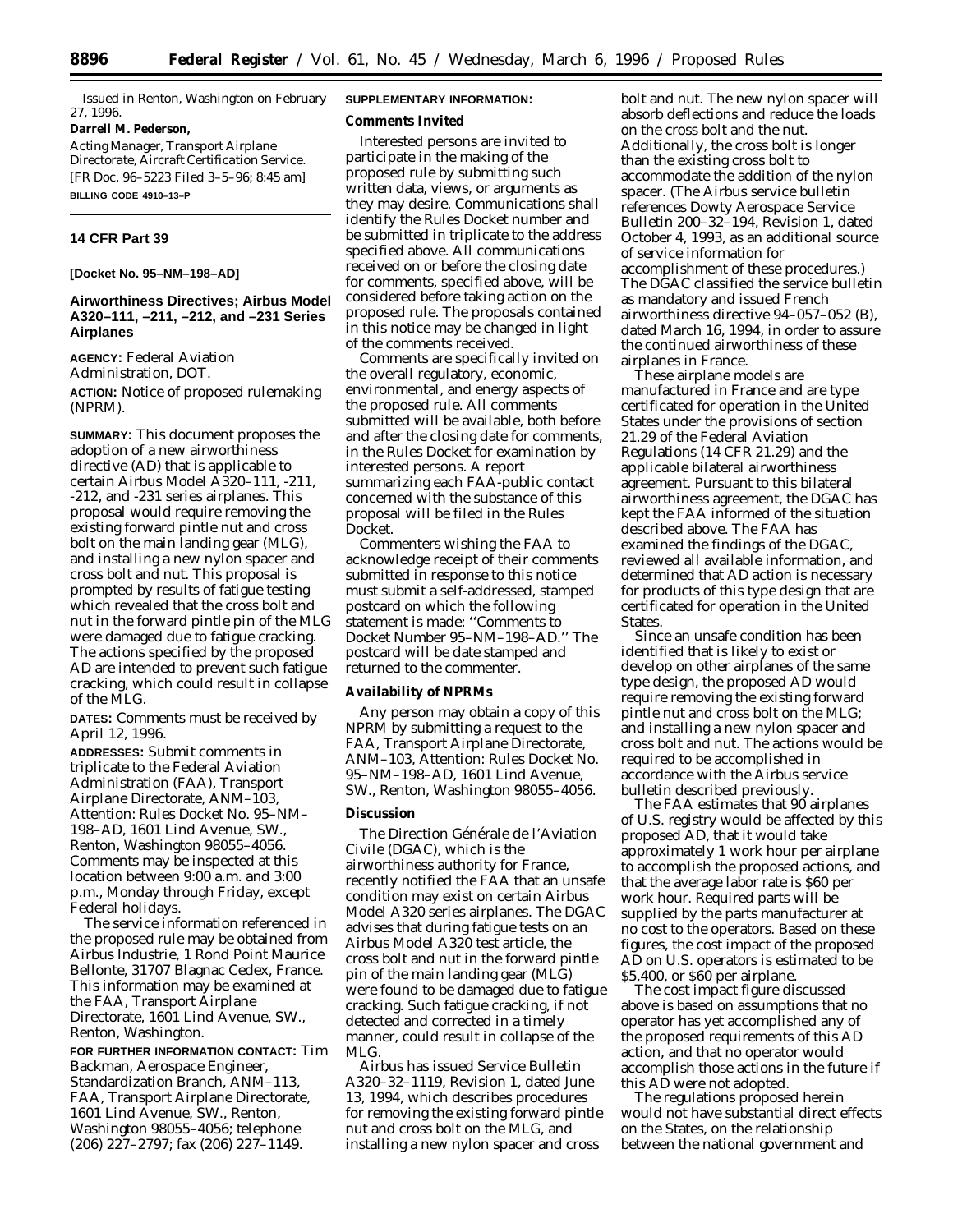Issued in Renton, Washington on February 27, 1996.

**Darrell M. Pederson,**

*Acting Manager, Transport Airplane Directorate, Aircraft Certification Service.*

[FR Doc. 96–5223 Filed 3–5–96; 8:45 am]

**BILLING CODE 4910–13–P**

---

## 14 CFR Part 39

**[Docket No. 95–NM–198–AD]**

## Airworthiness Directives; Airbus Model A320–111, –211, –212, and –231 Series Airplanes

**AGENCY:** Federal Aviation Administration, DOT.

**ACTION:** Notice of proposed rulemaking (NPRM).

**SUMMARY:** This document proposes the adoption of a new airworthiness directive (AD) that is applicable to certain Airbus Model A320–111, -211, -212, and -231 series airplanes. This proposal would require removing the existing forward pintle nut and cross bolt on the main landing gear (MLG), and installing a new nylon spacer and cross bolt and nut. This proposal is prompted by results of fatigue testing which revealed that the cross bolt and nut in the forward pintle pin of the MLG were damaged due to fatigue cracking. The actions specified by the proposed AD are intended to prevent such fatigue cracking, which could result in collapse of the MLG.

**DATES:** Comments must be received by April 12, 1996.

**ADDRESSES:** Submit comments in triplicate to the Federal Aviation Administration (FAA), Transport Airplane Directorate, ANM–103, Attention: Rules Docket No. 95–NM–198–AD, 1601 Lind Avenue, SW., Renton, Washington 98055–4056. Comments may be inspected at this location between 9:00 a.m. and 3:00 p.m., Monday through Friday, except Federal holidays.

The service information referenced in the proposed rule may be obtained from Airbus Industrie, 1 Rond Point Maurice Bellonte, 31707 Blagnac Cedex, France. This information may be examined at the FAA, Transport Airplane Directorate, 1601 Lind Avenue, SW., Renton, Washington.

**FOR FURTHER INFORMATION CONTACT:** Tim Backman, Aerospace Engineer, Standardization Branch, ANM–113, FAA, Transport Airplane Directorate, 1601 Lind Avenue, SW., Renton, Washington 98055–4056; telephone (206) 227–2797; fax (206) 227–1149.

**SUPPLEMENTARY INFORMATION:**

### Comments Invited

Interested persons are invited to participate in the making of the proposed rule by submitting such written data, views, or arguments as they may desire. Communications shall identify the Rules Docket number and be submitted in triplicate to the address specified above. All communications received on or before the closing date for comments, specified above, will be considered before taking action on the proposed rule. The proposals contained in this notice may be changed in light of the comments received.

Comments are specifically invited on the overall regulatory, economic, environmental, and energy aspects of the proposed rule. All comments submitted will be available, both before and after the closing date for comments, in the Rules Docket for examination by interested persons. A report summarizing each FAA-public contact concerned with the substance of this proposal will be filed in the Rules Docket.

Commenters wishing the FAA to acknowledge receipt of their comments submitted in response to this notice must submit a self-addressed, stamped postcard on which the following statement is made: ''Comments to Docket Number 95–NM–198–AD.'' The postcard will be date stamped and returned to the commenter.

### Availability of NPRMs

Any person may obtain a copy of this NPRM by submitting a request to the FAA, Transport Airplane Directorate, ANM–103, Attention: Rules Docket No. 95–NM–198–AD, 1601 Lind Avenue, SW., Renton, Washington 98055–4056.

### Discussion

The Direction Générale de l'Aviation Civile (DGAC), which is the airworthiness authority for France, recently notified the FAA that an unsafe condition may exist on certain Airbus Model A320 series airplanes. The DGAC advises that during fatigue tests on an Airbus Model A320 test article, the cross bolt and nut in the forward pintle pin of the main landing gear (MLG) were found to be damaged due to fatigue cracking. Such fatigue cracking, if not detected and corrected in a timely manner, could result in collapse of the MLG.

Airbus has issued Service Bulletin A320–32–1119, Revision 1, dated June 13, 1994, which describes procedures for removing the existing forward pintle nut and cross bolt on the MLG, and installing a new nylon spacer and cross bolt and nut. The new nylon spacer will absorb deflections and reduce the loads on the cross bolt and the nut. Additionally, the cross bolt is longer than the existing cross bolt to accommodate the addition of the nylon spacer. (The Airbus service bulletin references Dowty Aerospace Service Bulletin 200–32–194, Revision 1, dated October 4, 1993, as an additional source of service information for accomplishment of these procedures.) The DGAC classified the service bulletin as mandatory and issued French airworthiness directive 94–057–052 (B), dated March 16, 1994, in order to assure the continued airworthiness of these airplanes in France.

These airplane models are manufactured in France and are type certificated for operation in the United States under the provisions of section 21.29 of the Federal Aviation Regulations (14 CFR 21.29) and the applicable bilateral airworthiness agreement. Pursuant to this bilateral airworthiness agreement, the DGAC has kept the FAA informed of the situation described above. The FAA has examined the findings of the DGAC, reviewed all available information, and determined that AD action is necessary for products of this type design that are certificated for operation in the United States.

Since an unsafe condition has been identified that is likely to exist or develop on other airplanes of the same type design, the proposed AD would require removing the existing forward pintle nut and cross bolt on the MLG; and installing a new nylon spacer and cross bolt and nut. The actions would be required to be accomplished in accordance with the Airbus service bulletin described previously.

The FAA estimates that 90 airplanes of U.S. registry would be affected by this proposed AD, that it would take approximately 1 work hour per airplane to accomplish the proposed actions, and that the average labor rate is $60 per work hour. Required parts will be supplied by the parts manufacturer at no cost to the operators. Based on these figures, the cost impact of the proposed AD on U.S. operators is estimated to be $5,400, or $60 per airplane.

The cost impact figure discussed above is based on assumptions that no operator has yet accomplished any of the proposed requirements of this AD action, and that no operator would accomplish those actions in the future if this AD were not adopted.

The regulations proposed herein would not have substantial direct effects on the States, on the relationship between the national government and